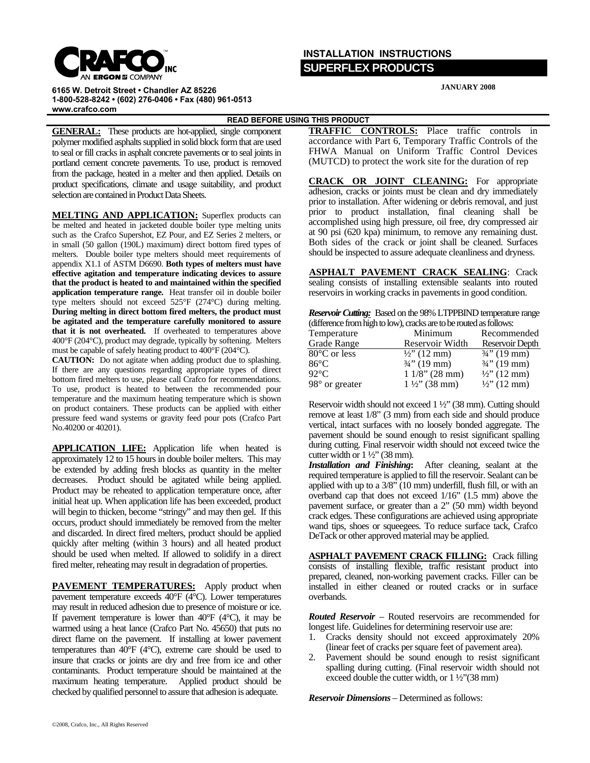CRAFCO INC

AN ERGON COMPANY

6165 W. Detroit Street • Chandler AZ 85226
1-800-528-8242 • (602) 276-0406 • Fax (480) 961-0513
www.crafco.com

# INSTALLATION INSTRUCTIONS

## SUPERFLEX PRODUCTS

JANUARY 2008

**READ BEFORE USING THIS PRODUCT**

**GENERAL:** These products are hot-applied, single component polymer modified asphalts supplied in solid block form that are used to seal or fill cracks in asphalt concrete pavements or to seal joints in portland cement concrete pavements. To use, product is removed from the package, heated in a melter and then applied. Details on product specifications, climate and usage suitability, and product selection are contained in Product Data Sheets.

**MELTING AND APPLICATION:** Superflex products can be melted and heated in jacketed double boiler type melting units such as the Crafco Supershot, EZ Pour, and EZ Series 2 melters, or in small (50 gallon (190L) maximum) direct bottom fired types of melters. Double boiler type melters should meet requirements of appendix X1.1 of ASTM D6690. **Both types of melters must have effective agitation and temperature indicating devices to assure that the product is heated to and maintained within the specified application temperature range.** Heat transfer oil in double boiler type melters should not exceed 525°F (274°C) during melting. **During melting in direct bottom fired melters, the product must be agitated and the temperature carefully monitored to assure that it is not overheated.** If overheated to temperatures above 400°F (204°C), product may degrade, typically by softening. Melters must be capable of safely heating product to 400°F (204°C).

**CAUTION:** Do not agitate when adding product due to splashing. If there are any questions regarding appropriate types of direct bottom fired melters to use, please call Crafco for recommendations. To use, product is heated to between the recommended pour temperature and the maximum heating temperature which is shown on product containers. These products can be applied with either pressure feed wand systems or gravity feed pour pots (Crafco Part No.40200 or 40201).

**APPLICATION LIFE:** Application life when heated is approximately 12 to 15 hours in double boiler melters. This may be extended by adding fresh blocks as quantity in the melter decreases. Product should be agitated while being applied. Product may be reheated to application temperature once, after initial heat up. When application life has been exceeded, product will begin to thicken, become "stringy" and may then gel. If this occurs, product should immediately be removed from the melter and discarded. In direct fired melters, product should be applied quickly after melting (within 3 hours) and all heated product should be used when melted. If allowed to solidify in a direct fired melter, reheating may result in degradation of properties.

**PAVEMENT TEMPERATURES:** Apply product when pavement temperature exceeds 40°F (4°C). Lower temperatures may result in reduced adhesion due to presence of moisture or ice. If pavement temperature is lower than 40°F (4°C), it may be warmed using a heat lance (Crafco Part No. 45650) that puts no direct flame on the pavement. If installing at lower pavement temperatures than 40°F (4°C), extreme care should be used to insure that cracks or joints are dry and free from ice and other contaminants. Product temperature should be maintained at the maximum heating temperature. Applied product should be checked by qualified personnel to assure that adhesion is adequate.

**TRAFFIC CONTROLS:** Place traffic controls in accordance with Part 6, Temporary Traffic Controls of the FHWA Manual on Uniform Traffic Control Devices (MUTCD) to protect the work site for the duration of rep

**CRACK OR JOINT CLEANING:** For appropriate adhesion, cracks or joints must be clean and dry immediately prior to installation. After widening or debris removal, and just prior to product installation, final cleaning shall be accomplished using high pressure, oil free, dry compressed air at 90 psi (620 kpa) minimum, to remove any remaining dust. Both sides of the crack or joint shall be cleaned. Surfaces should be inspected to assure adequate cleanliness and dryness.

**ASPHALT PAVEMENT CRACK SEALING**: Crack sealing consists of installing extensible sealants into routed reservoirs in working cracks in pavements in good condition.

***Reservoir Cutting:*** Based on the 98% LTPPBIND temperature range (difference from high to low), cracks are to be routed as follows:

| Temperature Grade Range | Minimum Reservoir Width | Recommended Reservoir Depth |
|---|---|---|
| 80°C or less | ½" (12 mm) | ¾" (19 mm) |
| 86°C | ¾" (19 mm) | ¾" (19 mm) |
| 92°C | 1 1/8" (28 mm) | ½" (12 mm) |
| 98° or greater | 1 ½" (38 mm) | ½" (12 mm) |

Reservoir width should not exceed 1 ½" (38 mm). Cutting should remove at least 1/8" (3 mm) from each side and should produce vertical, intact surfaces with no loosely bonded aggregate. The pavement should be sound enough to resist significant spalling during cutting. Final reservoir width should not exceed twice the cutter width or 1 ½" (38 mm).

***Installation and Finishing*:** After cleaning, sealant at the required temperature is applied to fill the reservoir. Sealant can be applied with up to a 3/8" (10 mm) underfill, flush fill, or with an overband cap that does not exceed 1/16" (1.5 mm) above the pavement surface, or greater than a 2" (50 mm) width beyond crack edges. These configurations are achieved using appropriate wand tips, shoes or squeegees. To reduce surface tack, Crafco DeTack or other approved material may be applied.

**ASPHALT PAVEMENT CRACK FILLING:** Crack filling consists of installing flexible, traffic resistant product into prepared, cleaned, non-working pavement cracks. Filler can be installed in either cleaned or routed cracks or in surface overbands.

***Routed Reservoir*** – Routed reservoirs are recommended for longest life. Guidelines for determining reservoir use are:

1. Cracks density should not exceed approximately 20% (linear feet of cracks per square feet of pavement area).
2. Pavement should be sound enough to resist significant spalling during cutting. (Final reservoir width should not exceed double the cutter width, or 1 ½"(38 mm)

***Reservoir Dimensions*** – Determined as follows:

©2008, Crafco, Inc., All Rights Reserved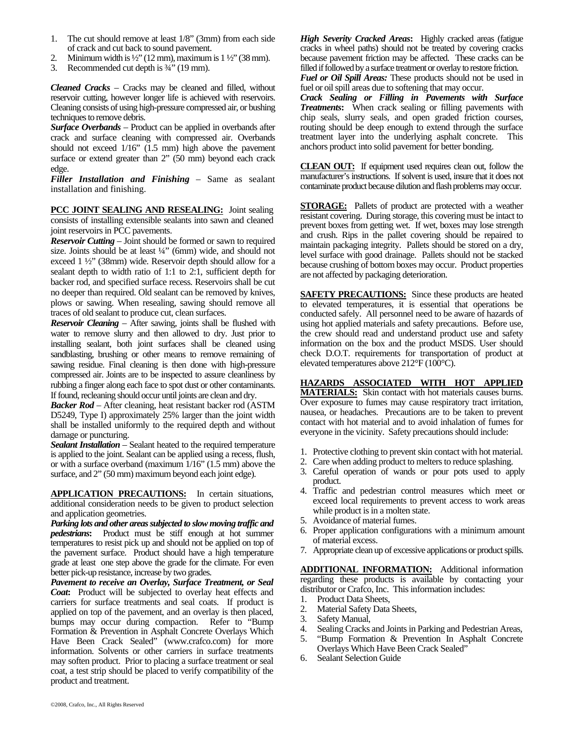1. The cut should remove at least 1/8" (3mm) from each side of crack and cut back to sound pavement.
2. Minimum width is ½" (12 mm), maximum is 1 ½" (38 mm).
3. Recommended cut depth is ¾" (19 mm).

***Cleaned Cracks*** – Cracks may be cleaned and filled, without reservoir cutting, however longer life is achieved with reservoirs. Cleaning consists of using high-pressure compressed air, or bushing techniques to remove debris.

***Surface Overbands*** – Product can be applied in overbands after crack and surface cleaning with compressed air. Overbands should not exceed 1/16" (1.5 mm) high above the pavement surface or extend greater than 2" (50 mm) beyond each crack edge.

***Filler Installation and Finishing*** – Same as sealant installation and finishing.

**PCC JOINT SEALING AND RESEALING:** Joint sealing consists of installing extensible sealants into sawn and cleaned joint reservoirs in PCC pavements.

***Reservoir Cutting*** – Joint should be formed or sawn to required size. Joints should be at least ¼" (6mm) wide, and should not exceed 1 ½" (38mm) wide. Reservoir depth should allow for a sealant depth to width ratio of 1:1 to 2:1, sufficient depth for backer rod, and specified surface recess. Reservoirs shall be cut no deeper than required. Old sealant can be removed by knives, plows or sawing. When resealing, sawing should remove all traces of old sealant to produce cut, clean surfaces.

***Reservoir Cleaning*** – After sawing, joints shall be flushed with water to remove slurry and then allowed to dry. Just prior to installing sealant, both joint surfaces shall be cleaned using sandblasting, brushing or other means to remove remaining of sawing residue. Final cleaning is then done with high-pressure compressed air. Joints are to be inspected to assure cleanliness by rubbing a finger along each face to spot dust or other contaminants. If found, recleaning should occur until joints are clean and dry.

***Backer Rod*** – After cleaning, heat resistant backer rod (ASTM D5249, Type I) approximately 25% larger than the joint width shall be installed uniformly to the required depth and without damage or puncturing.

***Sealant Installation*** – Sealant heated to the required temperature is applied to the joint. Sealant can be applied using a recess, flush, or with a surface overband (maximum 1/16" (1.5 mm) above the surface, and 2" (50 mm) maximum beyond each joint edge).

**APPLICATION PRECAUTIONS:** In certain situations, additional consideration needs to be given to product selection and application geometries.

***Parking lots and other areas subjected to slow moving traffic and pedestrians*:** Product must be stiff enough at hot summer temperatures to resist pick up and should not be applied on top of the pavement surface. Product should have a high temperature grade at least one step above the grade for the climate. For even better pick-up resistance, increase by two grades.

***Pavement to receive an Overlay, Surface Treatment, or Seal Coat*:** Product will be subjected to overlay heat effects and carriers for surface treatments and seal coats. If product is applied on top of the pavement, and an overlay is then placed, bumps may occur during compaction. Refer to "Bump Formation & Prevention in Asphalt Concrete Overlays Which Have Been Crack Sealed" (www.crafco.com) for more information. Solvents or other carriers in surface treatments may soften product. Prior to placing a surface treatment or seal coat, a test strip should be placed to verify compatibility of the product and treatment.

***High Severity Cracked Areas*:** Highly cracked areas (fatigue cracks in wheel paths) should not be treated by covering cracks because pavement friction may be affected. These cracks can be filled if followed by a surface treatment or overlay to restore friction.

***Fuel or Oil Spill Areas:*** These products should not be used in fuel or oil spill areas due to softening that may occur.

***Crack Sealing or Filling in Pavements with Surface Treatments*:** When crack sealing or filling pavements with chip seals, slurry seals, and open graded friction courses, routing should be deep enough to extend through the surface treatment layer into the underlying asphalt concrete. This anchors product into solid pavement for better bonding.

**CLEAN OUT:** If equipment used requires clean out, follow the manufacturer's instructions. If solvent is used, insure that it does not contaminate product because dilution and flash problems may occur.

**STORAGE:** Pallets of product are protected with a weather resistant covering. During storage, this covering must be intact to prevent boxes from getting wet. If wet, boxes may lose strength and crush. Rips in the pallet covering should be repaired to maintain packaging integrity. Pallets should be stored on a dry, level surface with good drainage. Pallets should not be stacked because crushing of bottom boxes may occur. Product properties are not affected by packaging deterioration.

**SAFETY PRECAUTIONS:** Since these products are heated to elevated temperatures, it is essential that operations be conducted safely. All personnel need to be aware of hazards of using hot applied materials and safety precautions. Before use, the crew should read and understand product use and safety information on the box and the product MSDS. User should check D.O.T. requirements for transportation of product at elevated temperatures above 212°F (100°C).

**HAZARDS ASSOCIATED WITH HOT APPLIED MATERIALS:** Skin contact with hot materials causes burns. Over exposure to fumes may cause respiratory tract irritation, nausea, or headaches. Precautions are to be taken to prevent contact with hot material and to avoid inhalation of fumes for everyone in the vicinity. Safety precautions should include:

1. Protective clothing to prevent skin contact with hot material.
2. Care when adding product to melters to reduce splashing.
3. Careful operation of wands or pour pots used to apply product.
4. Traffic and pedestrian control measures which meet or exceed local requirements to prevent access to work areas while product is in a molten state.
5. Avoidance of material fumes.
6. Proper application configurations with a minimum amount of material excess.
7. Appropriate clean up of excessive applications or product spills.

**ADDITIONAL INFORMATION:** Additional information regarding these products is available by contacting your distributor or Crafco, Inc. This information includes:

1. Product Data Sheets,
2. Material Safety Data Sheets,
3. Safety Manual,
4. Sealing Cracks and Joints in Parking and Pedestrian Areas,
5. "Bump Formation & Prevention In Asphalt Concrete Overlays Which Have Been Crack Sealed"
6. Sealant Selection Guide

©2008, Crafco, Inc., All Rights Reserved